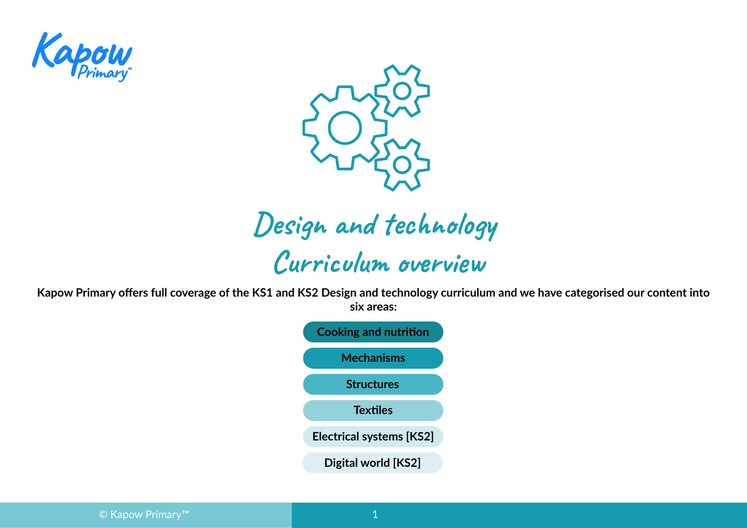# Design and technology
## Curriculum overview

**Kapow Primary offers full coverage of the KS1 and KS2 Design and technology curriculum and we have categorised our content into six areas:**

- **Cooking and nutrition**
- **Mechanisms**
- **Structures**
- **Textiles**
- **Electrical systems [KS2]**
- **Digital world [KS2]**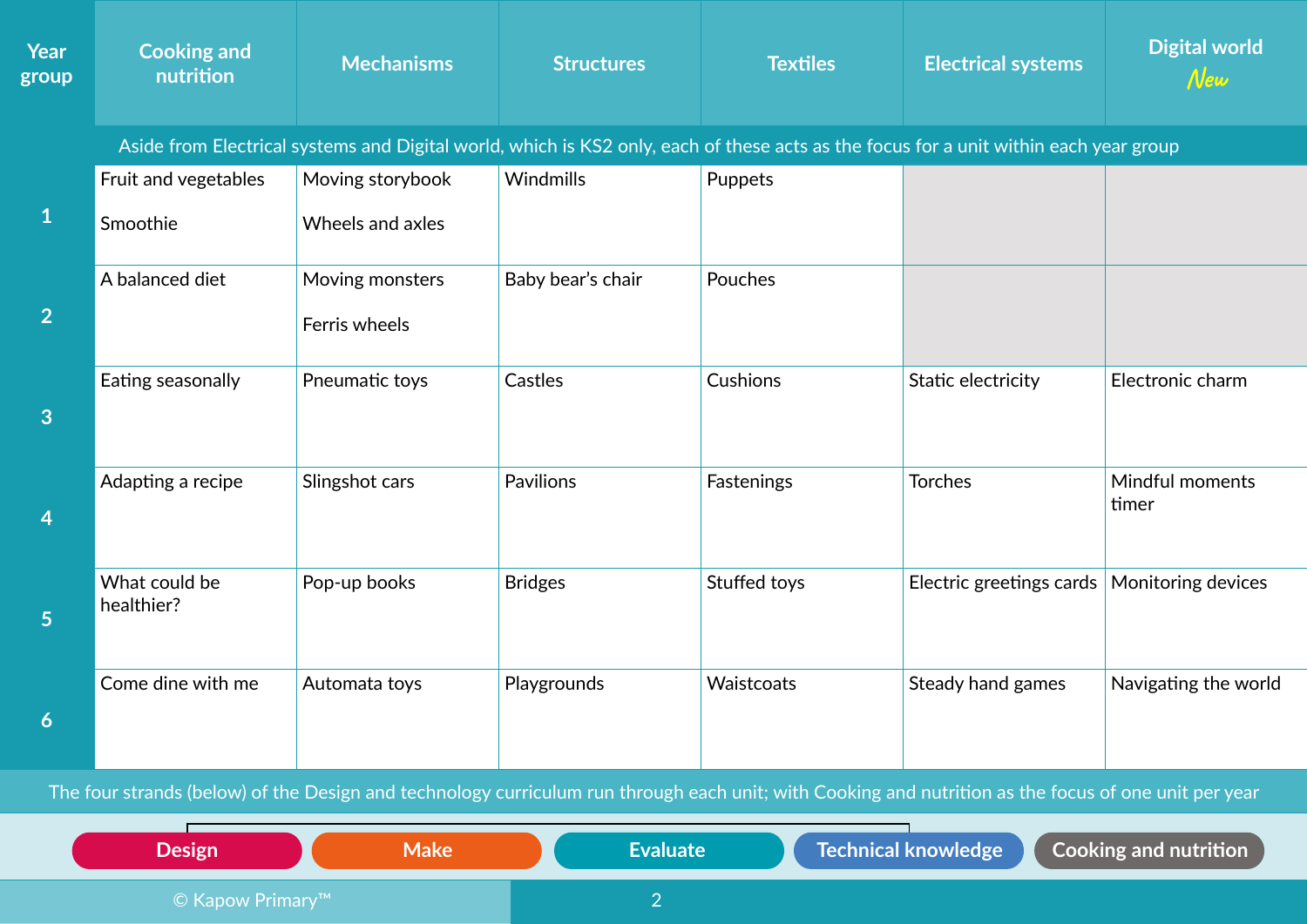| Year group | Cooking and nutrition | Mechanisms | Structures | Textiles | Electrical systems | Digital world *New* |
|---|---|---|---|---|---|---|
| Aside from Electrical systems and Digital world, which is KS2 only, each of these acts as the focus for a unit within each year group | | | | | | |
| 1 | Fruit and vegetables<br><br>Smoothie | Moving storybook<br><br>Wheels and axles | Windmills | Puppets | | |
| 2 | A balanced diet | Moving monsters<br><br>Ferris wheels | Baby bear's chair | Pouches | | |
| 3 | Eating seasonally | Pneumatic toys | Castles | Cushions | Static electricity | Electronic charm |
| 4 | Adapting a recipe | Slingshot cars | Pavilions | Fastenings | Torches | Mindful moments timer |
| 5 | What could be healthier? | Pop-up books | Bridges | Stuffed toys | Electric greetings cards | Monitoring devices |
| 6 | Come dine with me | Automata toys | Playgrounds | Waistcoats | Steady hand games | Navigating the world |

The four strands (below) of the Design and technology curriculum run through each unit; with Cooking and nutrition as the focus of one unit per year

Design | Make | Evaluate | Technical knowledge | Cooking and nutrition

© Kapow Primary™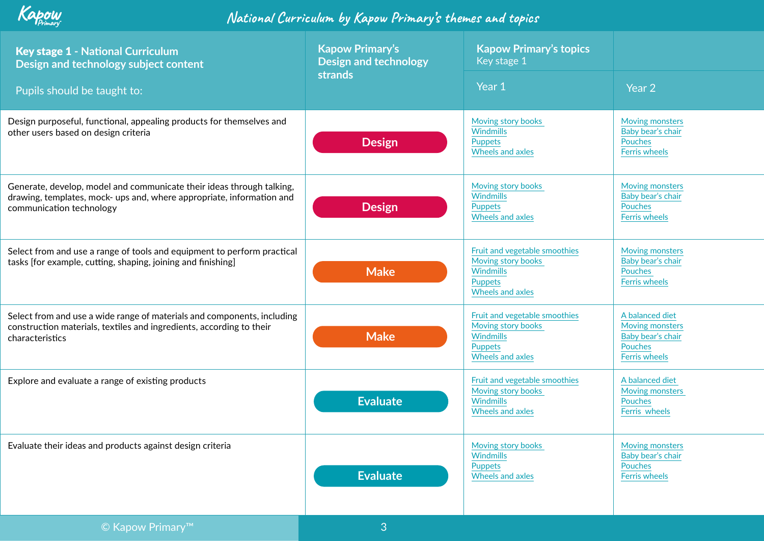# National Curriculum by Kapow Primary's themes and topics

| Key stage 1 - National Curriculum Design and technology subject content<br>Pupils should be taught to: | Kapow Primary's Design and technology strands | Kapow Primary's topics Key stage 1<br>Year 1 | <br>Year 2 |
|---|---|---|---|
| Design purposeful, functional, appealing products for themselves and other users based on design criteria | Design | Moving story books<br>Windmills<br>Puppets<br>Wheels and axles | Moving monsters<br>Baby bear's chair<br>Pouches<br>Ferris wheels |
| Generate, develop, model and communicate their ideas through talking, drawing, templates, mock- ups and, where appropriate, information and communication technology | Design | Moving story books<br>Windmills<br>Puppets<br>Wheels and axles | Moving monsters<br>Baby bear's chair<br>Pouches<br>Ferris wheels |
| Select from and use a range of tools and equipment to perform practical tasks [for example, cutting, shaping, joining and finishing] | Make | Fruit and vegetable smoothies<br>Moving story books<br>Windmills<br>Puppets<br>Wheels and axles | Moving monsters<br>Baby bear's chair<br>Pouches<br>Ferris wheels |
| Select from and use a wide range of materials and components, including construction materials, textiles and ingredients, according to their characteristics | Make | Fruit and vegetable smoothies<br>Moving story books<br>Windmills<br>Puppets<br>Wheels and axles | A balanced diet<br>Moving monsters<br>Baby bear's chair<br>Pouches<br>Ferris wheels |
| Explore and evaluate a range of existing products | Evaluate | Fruit and vegetable smoothies<br>Moving story books<br>Windmills<br>Wheels and axles | A balanced diet<br>Moving monsters<br>Pouches<br>Ferris wheels |
| Evaluate their ideas and products against design criteria | Evaluate | Moving story books<br>Windmills<br>Puppets<br>Wheels and axles | Moving monsters<br>Baby bear's chair<br>Pouches<br>Ferris wheels |

© Kapow Primary™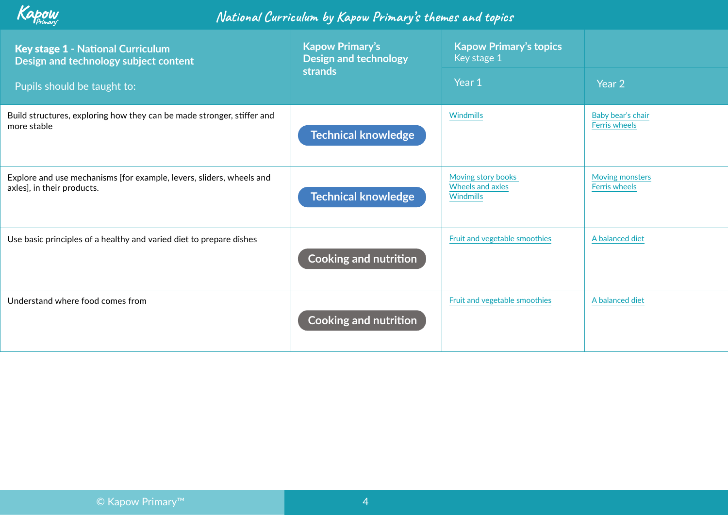## National Curriculum by Kapow Primary's themes and topics

| Key stage 1 - National Curriculum Design and technology subject content<br><br>Pupils should be taught to: | Kapow Primary's Design and technology strands | Kapow Primary's topics Key stage 1 | |
|---|---|---|---|
| | | Year 1 | Year 2 |
| Build structures, exploring how they can be made stronger, stiffer and more stable | Technical knowledge | Windmills | Baby bear's chair<br>Ferris wheels |
| Explore and use mechanisms [for example, levers, sliders, wheels and axles], in their products. | Technical knowledge | Moving story books<br>Wheels and axles<br>Windmills | Moving monsters<br>Ferris wheels |
| Use basic principles of a healthy and varied diet to prepare dishes | Cooking and nutrition | Fruit and vegetable smoothies | A balanced diet |
| Understand where food comes from | Cooking and nutrition | Fruit and vegetable smoothies | A balanced diet |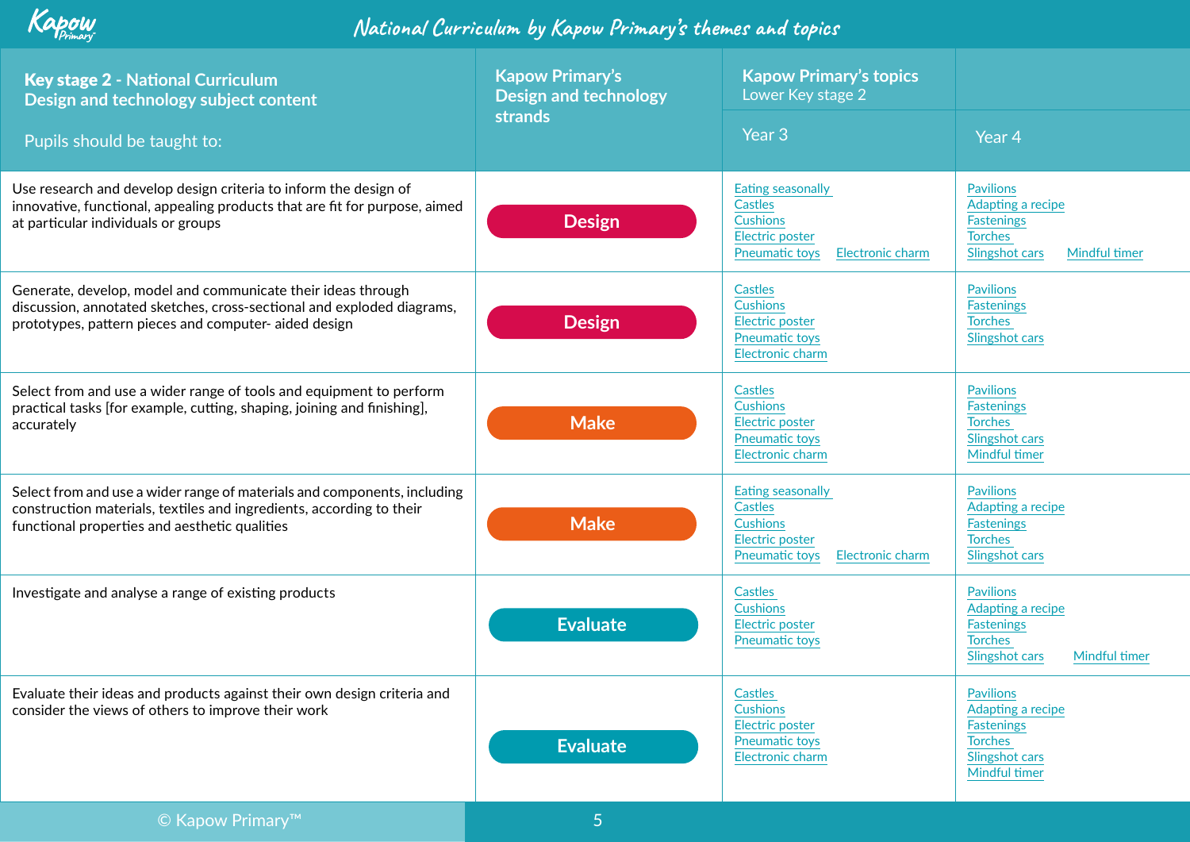# National Curriculum by Kapow Primary's themes and topics

| Key stage 2 - National Curriculum Design and technology subject content<br><br>Pupils should be taught to: | Kapow Primary's Design and technology strands | Kapow Primary's topics Lower Key stage 2<br><br>Year 3 | Year 4 |
|---|---|---|---|
| Use research and develop design criteria to inform the design of innovative, functional, appealing products that are fit for purpose, aimed at particular individuals or groups | Design | Eating seasonally<br>Castles<br>Cushions<br>Electric poster<br>Pneumatic toys<br>Electronic charm | Pavilions<br>Adapting a recipe<br>Fastenings<br>Torches<br>Slingshot cars<br>Mindful timer |
| Generate, develop, model and communicate their ideas through discussion, annotated sketches, cross-sectional and exploded diagrams, prototypes, pattern pieces and computer- aided design | Design | Castles<br>Cushions<br>Electric poster<br>Pneumatic toys<br>Electronic charm | Pavilions<br>Fastenings<br>Torches<br>Slingshot cars |
| Select from and use a wider range of tools and equipment to perform practical tasks [for example, cutting, shaping, joining and finishing], accurately | Make | Castles<br>Cushions<br>Electric poster<br>Pneumatic toys<br>Electronic charm | Pavilions<br>Fastenings<br>Torches<br>Slingshot cars<br>Mindful timer |
| Select from and use a wider range of materials and components, including construction materials, textiles and ingredients, according to their functional properties and aesthetic qualities | Make | Eating seasonally<br>Castles<br>Cushions<br>Electric poster<br>Pneumatic toys<br>Electronic charm | Pavilions<br>Adapting a recipe<br>Fastenings<br>Torches<br>Slingshot cars |
| Investigate and analyse a range of existing products | Evaluate | Castles<br>Cushions<br>Electric poster<br>Pneumatic toys | Pavilions<br>Adapting a recipe<br>Fastenings<br>Torches<br>Slingshot cars<br>Mindful timer |
| Evaluate their ideas and products against their own design criteria and consider the views of others to improve their work | Evaluate | Castles<br>Cushions<br>Electric poster<br>Pneumatic toys<br>Electronic charm | Pavilions<br>Adapting a recipe<br>Fastenings<br>Torches<br>Slingshot cars<br>Mindful timer |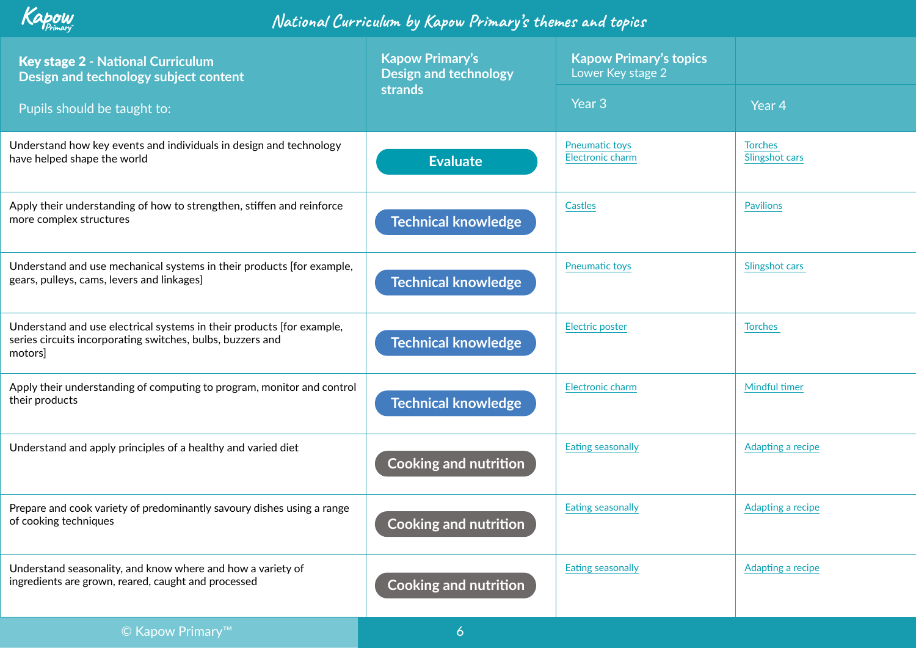# National Curriculum by Kapow Primary's themes and topics

| Key stage 2 - National Curriculum Design and technology subject content<br><br>Pupils should be taught to: | Kapow Primary's Design and technology strands | Kapow Primary's topics Lower Key stage 2 | |
|---|---|---|---|
| | | Year 3 | Year 4 |
| Understand how key events and individuals in design and technology have helped shape the world | Evaluate | Pneumatic toys<br>Electronic charm | Torches<br>Slingshot cars |
| Apply their understanding of how to strengthen, stiffen and reinforce more complex structures | Technical knowledge | Castles | Pavilions |
| Understand and use mechanical systems in their products [for example, gears, pulleys, cams, levers and linkages] | Technical knowledge | Pneumatic toys | Slingshot cars |
| Understand and use electrical systems in their products [for example, series circuits incorporating switches, bulbs, buzzers and motors] | Technical knowledge | Electric poster | Torches |
| Apply their understanding of computing to program, monitor and control their products | Technical knowledge | Electronic charm | Mindful timer |
| Understand and apply principles of a healthy and varied diet | Cooking and nutrition | Eating seasonally | Adapting a recipe |
| Prepare and cook variety of predominantly savoury dishes using a range of cooking techniques | Cooking and nutrition | Eating seasonally | Adapting a recipe |
| Understand seasonality, and know where and how a variety of ingredients are grown, reared, caught and processed | Cooking and nutrition | Eating seasonally | Adapting a recipe |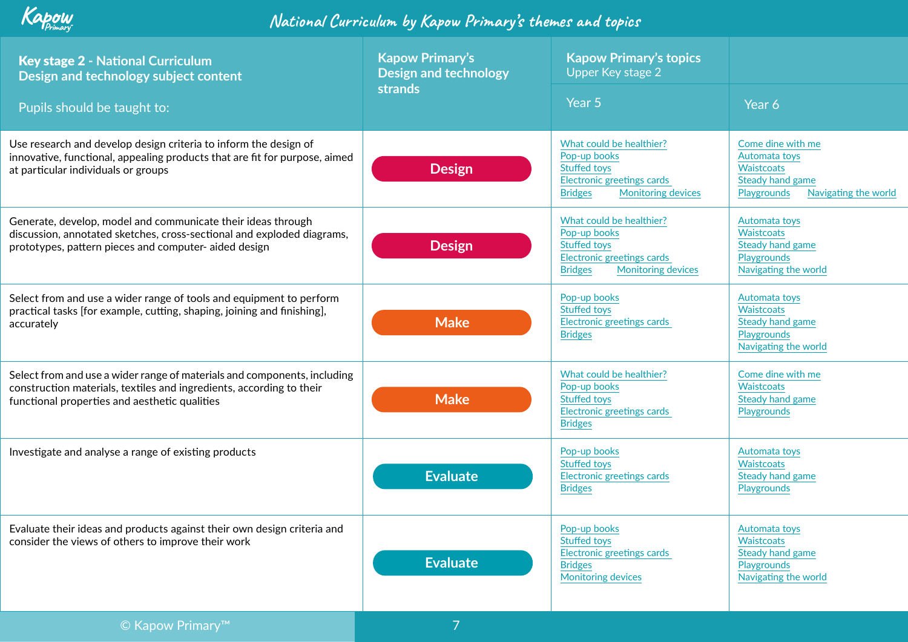# National Curriculum by Kapow Primary's themes and topics

| Key stage 2 - National Curriculum Design and technology subject content<br><br>Pupils should be taught to: | Kapow Primary's Design and technology strands | Kapow Primary's topics Upper Key stage 2<br><br>Year 5 | <br><br>Year 6 |
|---|---|---|---|
| Use research and develop design criteria to inform the design of innovative, functional, appealing products that are fit for purpose, aimed at particular individuals or groups | Design | What could be healthier?<br>Pop-up books<br>Stuffed toys<br>Electronic greetings cards<br>Bridges<br>Monitoring devices | Come dine with me<br>Automata toys<br>Waistcoats<br>Steady hand game<br>Playgrounds<br>Navigating the world |
| Generate, develop, model and communicate their ideas through discussion, annotated sketches, cross-sectional and exploded diagrams, prototypes, pattern pieces and computer- aided design | Design | What could be healthier?<br>Pop-up books<br>Stuffed toys<br>Electronic greetings cards<br>Bridges<br>Monitoring devices | Automata toys<br>Waistcoats<br>Steady hand game<br>Playgrounds<br>Navigating the world |
| Select from and use a wider range of tools and equipment to perform practical tasks [for example, cutting, shaping, joining and finishing], accurately | Make | Pop-up books<br>Stuffed toys<br>Electronic greetings cards<br>Bridges | Automata toys<br>Waistcoats<br>Steady hand game<br>Playgrounds<br>Navigating the world |
| Select from and use a wider range of materials and components, including construction materials, textiles and ingredients, according to their functional properties and aesthetic qualities | Make | What could be healthier?<br>Pop-up books<br>Stuffed toys<br>Electronic greetings cards<br>Bridges | Come dine with me<br>Waistcoats<br>Steady hand game<br>Playgrounds |
| Investigate and analyse a range of existing products | Evaluate | Pop-up books<br>Stuffed toys<br>Electronic greetings cards<br>Bridges | Automata toys<br>Waistcoats<br>Steady hand game<br>Playgrounds |
| Evaluate their ideas and products against their own design criteria and consider the views of others to improve their work | Evaluate | Pop-up books<br>Stuffed toys<br>Electronic greetings cards<br>Bridges<br>Monitoring devices | Automata toys<br>Waistcoats<br>Steady hand game<br>Playgrounds<br>Navigating the world |

© Kapow Primary™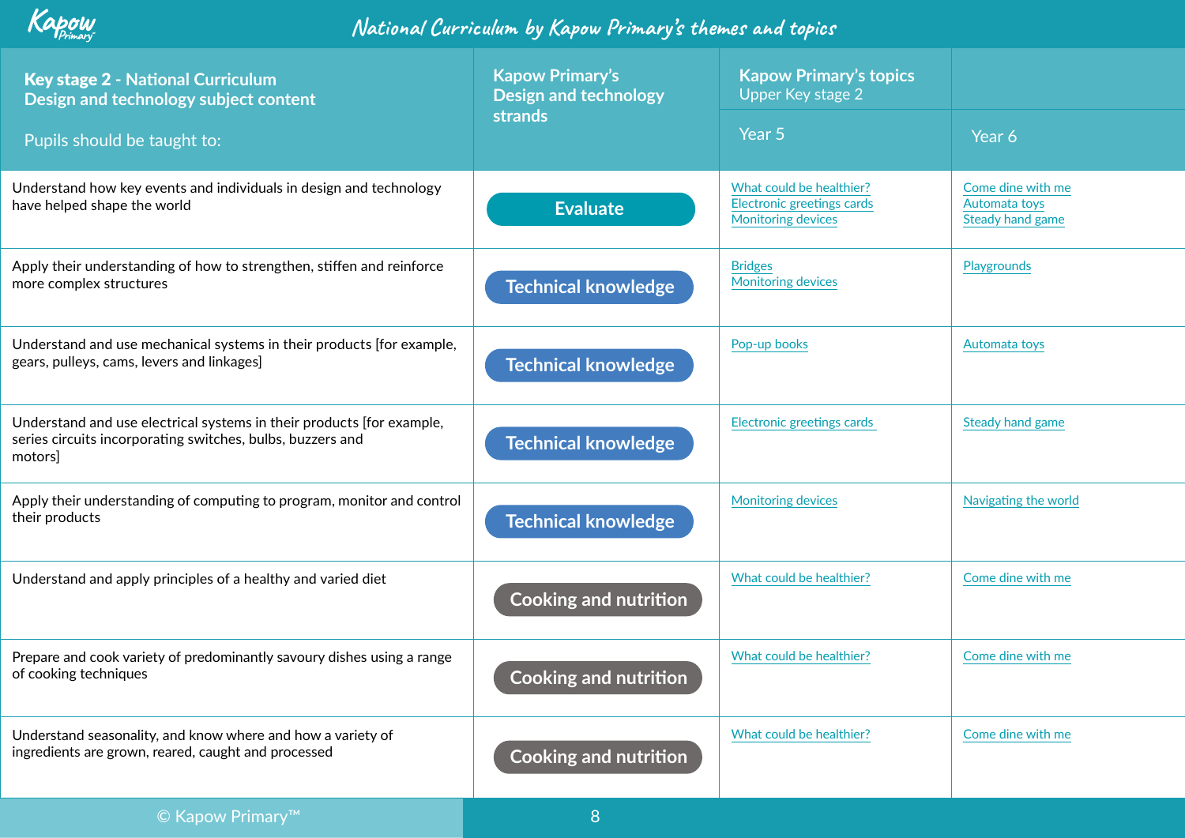# National Curriculum by Kapow Primary's themes and topics

| Key stage 2 - National Curriculum Design and technology subject content<br><br>Pupils should be taught to: | Kapow Primary's Design and technology strands | Kapow Primary's topics Upper Key stage 2 | |
|---|---|---|---|
| | | Year 5 | Year 6 |
| Understand how key events and individuals in design and technology have helped shape the world | Evaluate | What could be healthier?<br>Electronic greetings cards<br>Monitoring devices | Come dine with me<br>Automata toys<br>Steady hand game |
| Apply their understanding of how to strengthen, stiffen and reinforce more complex structures | Technical knowledge | Bridges<br>Monitoring devices | Playgrounds |
| Understand and use mechanical systems in their products [for example, gears, pulleys, cams, levers and linkages] | Technical knowledge | Pop-up books | Automata toys |
| Understand and use electrical systems in their products [for example, series circuits incorporating switches, bulbs, buzzers and motors] | Technical knowledge | Electronic greetings cards | Steady hand game |
| Apply their understanding of computing to program, monitor and control their products | Technical knowledge | Monitoring devices | Navigating the world |
| Understand and apply principles of a healthy and varied diet | Cooking and nutrition | What could be healthier? | Come dine with me |
| Prepare and cook variety of predominantly savoury dishes using a range of cooking techniques | Cooking and nutrition | What could be healthier? | Come dine with me |
| Understand seasonality, and know where and how a variety of ingredients are grown, reared, caught and processed | Cooking and nutrition | What could be healthier? | Come dine with me |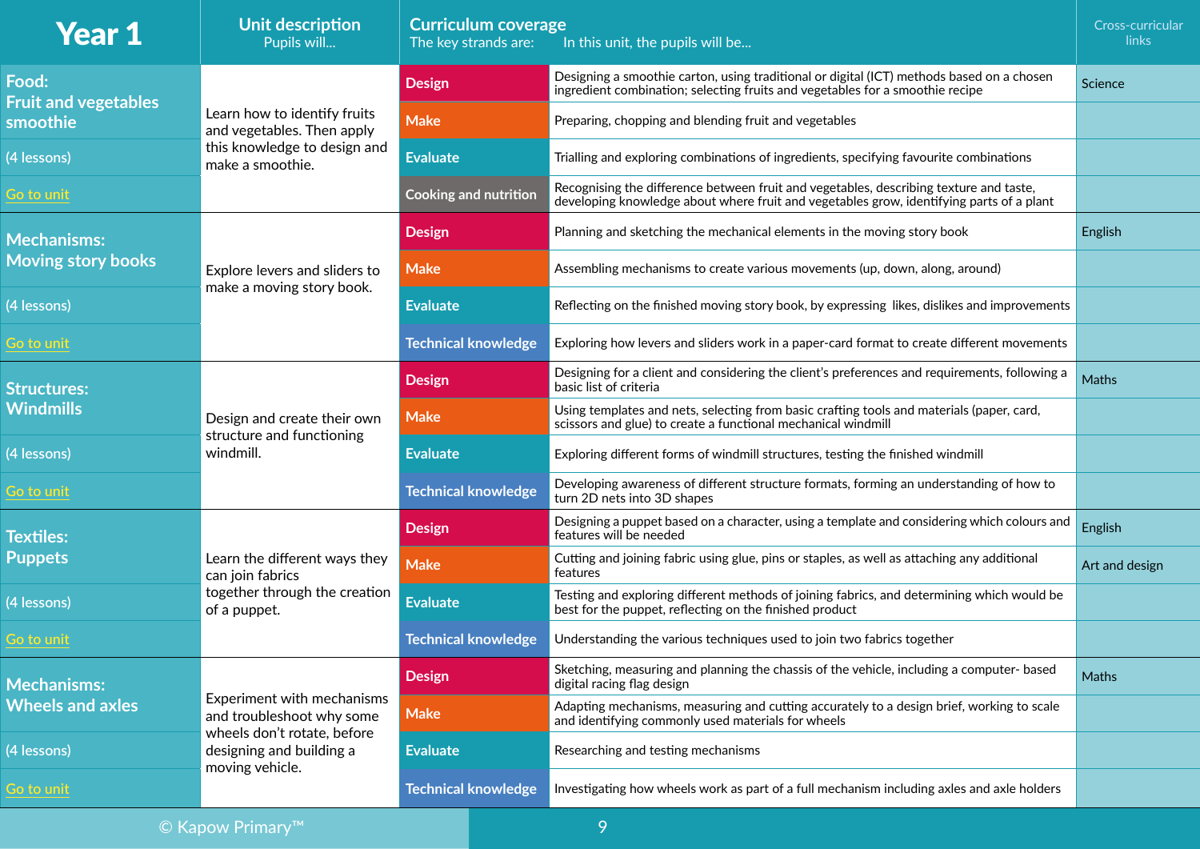| Year 1 | Unit description<br>Pupils will... | Curriculum coverage<br>The key strands are: | In this unit, the pupils will be... | Cross-curricular links |
|---|---|---|---|---|
| **Food: Fruit and vegetables smoothie** (4 lessons) Go to unit | Learn how to identify fruits and vegetables. Then apply this knowledge to design and make a smoothie. | Design | Designing a smoothie carton, using traditional or digital (ICT) methods based on a chosen ingredient combination; selecting fruits and vegetables for a smoothie recipe | Science |
| | | Make | Preparing, chopping and blending fruit and vegetables | |
| | | Evaluate | Trialling and exploring combinations of ingredients, specifying favourite combinations | |
| | | Cooking and nutrition | Recognising the difference between fruit and vegetables, describing texture and taste, developing knowledge about where fruit and vegetables grow, identifying parts of a plant | |
| **Mechanisms: Moving story books** (4 lessons) Go to unit | Explore levers and sliders to make a moving story book. | Design | Planning and sketching the mechanical elements in the moving story book | English |
| | | Make | Assembling mechanisms to create various movements (up, down, along, around) | |
| | | Evaluate | Reflecting on the finished moving story book, by expressing likes, dislikes and improvements | |
| | | Technical knowledge | Exploring how levers and sliders work in a paper-card format to create different movements | |
| **Structures: Windmills** (4 lessons) Go to unit | Design and create their own structure and functioning windmill. | Design | Designing for a client and considering the client's preferences and requirements, following a basic list of criteria | Maths |
| | | Make | Using templates and nets, selecting from basic crafting tools and materials (paper, card, scissors and glue) to create a functional mechanical windmill | |
| | | Evaluate | Exploring different forms of windmill structures, testing the finished windmill | |
| | | Technical knowledge | Developing awareness of different structure formats, forming an understanding of how to turn 2D nets into 3D shapes | |
| **Textiles: Puppets** (4 lessons) Go to unit | Learn the different ways they can join fabrics together through the creation of a puppet. | Design | Designing a puppet based on a character, using a template and considering which colours and features will be needed | English |
| | | Make | Cutting and joining fabric using glue, pins or staples, as well as attaching any additional features | Art and design |
| | | Evaluate | Testing and exploring different methods of joining fabrics, and determining which would be best for the puppet, reflecting on the finished product | |
| | | Technical knowledge | Understanding the various techniques used to join two fabrics together | |
| **Mechanisms: Wheels and axles** (4 lessons) Go to unit | Experiment with mechanisms and troubleshoot why some wheels don't rotate, before designing and building a moving vehicle. | Design | Sketching, measuring and planning the chassis of the vehicle, including a computer- based digital racing flag design | Maths |
| | | Make | Adapting mechanisms, measuring and cutting accurately to a design brief, working to scale and identifying commonly used materials for wheels | |
| | | Evaluate | Researching and testing mechanisms | |
| | | Technical knowledge | Investigating how wheels work as part of a full mechanism including axles and axle holders | |

© Kapow Primary™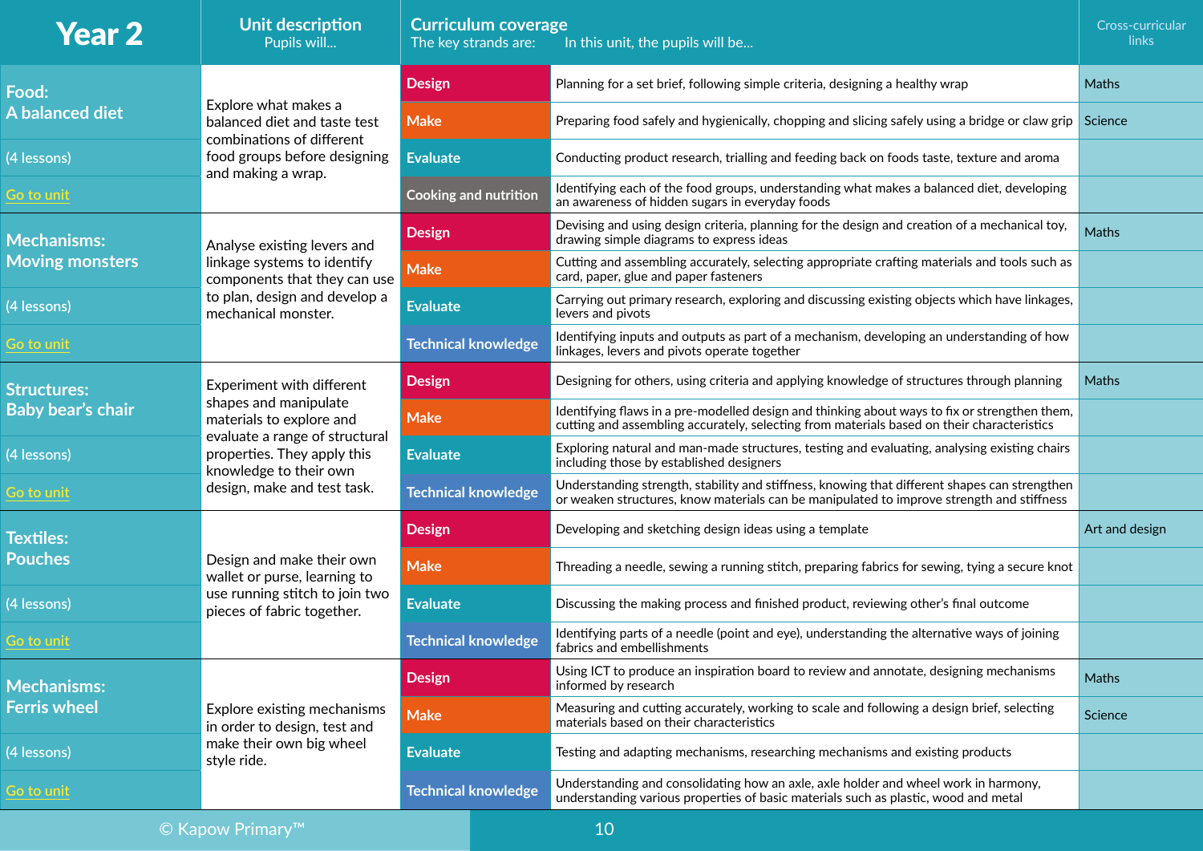| Year 2 | Unit description<br>Pupils will... | Curriculum coverage<br>The key strands are: | In this unit, the pupils will be... | Cross-curricular links |
|---|---|---|---|---|
| **Food: A balanced diet**<br>(4 lessons)<br>Go to unit | Explore what makes a balanced diet and taste test combinations of different food groups before designing and making a wrap. | Design | Planning for a set brief, following simple criteria, designing a healthy wrap | Maths |
| | | Make | Preparing food safely and hygienically, chopping and slicing safely using a bridge or claw grip | Science |
| | | Evaluate | Conducting product research, trialling and feeding back on foods taste, texture and aroma | |
| | | Cooking and nutrition | Identifying each of the food groups, understanding what makes a balanced diet, developing an awareness of hidden sugars in everyday foods | |
| **Mechanisms: Moving monsters**<br>(4 lessons)<br>Go to unit | Analyse existing levers and linkage systems to identify components that they can use to plan, design and develop a mechanical monster. | Design | Devising and using design criteria, planning for the design and creation of a mechanical toy, drawing simple diagrams to express ideas | Maths |
| | | Make | Cutting and assembling accurately, selecting appropriate crafting materials and tools such as card, paper, glue and paper fasteners | |
| | | Evaluate | Carrying out primary research, exploring and discussing existing objects which have linkages, levers and pivots | |
| | | Technical knowledge | Identifying inputs and outputs as part of a mechanism, developing an understanding of how linkages, levers and pivots operate together | |
| **Structures: Baby bear's chair**<br>(4 lessons)<br>Go to unit | Experiment with different shapes and manipulate materials to explore and evaluate a range of structural properties. They apply this knowledge to their own design, make and test task. | Design | Designing for others, using criteria and applying knowledge of structures through planning | Maths |
| | | Make | Identifying flaws in a pre-modelled design and thinking about ways to fix or strengthen them, cutting and assembling accurately, selecting from materials based on their characteristics | |
| | | Evaluate | Exploring natural and man-made structures, testing and evaluating, analysing existing chairs including those by established designers | |
| | | Technical knowledge | Understanding strength, stability and stiffness, knowing that different shapes can strengthen or weaken structures, know materials can be manipulated to improve strength and stiffness | |
| **Textiles: Pouches**<br>(4 lessons)<br>Go to unit | Design and make their own wallet or purse, learning to use running stitch to join two pieces of fabric together. | Design | Developing and sketching design ideas using a template | Art and design |
| | | Make | Threading a needle, sewing a running stitch, preparing fabrics for sewing, tying a secure knot | |
| | | Evaluate | Discussing the making process and finished product, reviewing other's final outcome | |
| | | Technical knowledge | Identifying parts of a needle (point and eye), understanding the alternative ways of joining fabrics and embellishments | |
| **Mechanisms: Ferris wheel**<br>(4 lessons)<br>Go to unit | Explore existing mechanisms in order to design, test and make their own big wheel style ride. | Design | Using ICT to produce an inspiration board to review and annotate, designing mechanisms informed by research | Maths |
| | | Make | Measuring and cutting accurately, working to scale and following a design brief, selecting materials based on their characteristics | Science |
| | | Evaluate | Testing and adapting mechanisms, researching mechanisms and existing products | |
| | | Technical knowledge | Understanding and consolidating how an axle, axle holder and wheel work in harmony, understanding various properties of basic materials such as plastic, wood and metal | |

© Kapow Primary™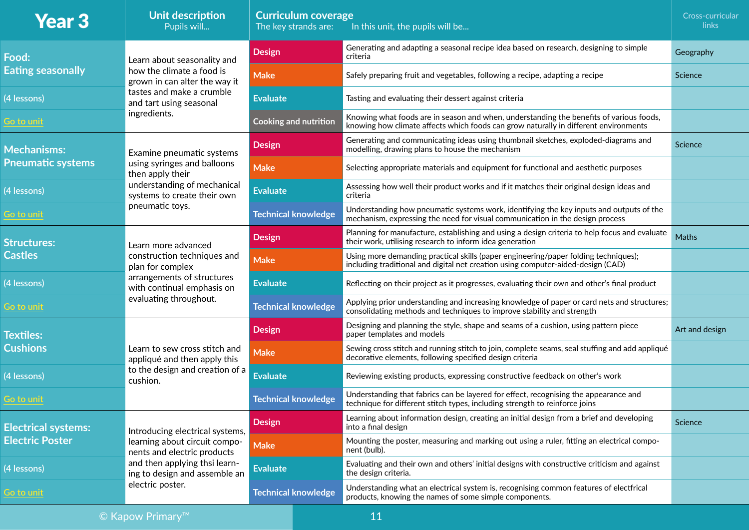| Year 3 | Unit description<br>Pupils will... | Curriculum coverage<br>The key strands are: | In this unit, the pupils will be... | Cross-curricular links |
|---|---|---|---|---|
| **Food: Eating seasonally**<br>(4 lessons)<br>Go to unit | Learn about seasonality and how the climate a food is grown in can alter the way it tastes and make a crumble and tart using seasonal ingredients. | Design | Generating and adapting a seasonal recipe idea based on research, designing to simple criteria | Geography |
| | | Make | Safely preparing fruit and vegetables, following a recipe, adapting a recipe | Science |
| | | Evaluate | Tasting and evaluating their dessert against criteria | |
| | | Cooking and nutrition | Knowing what foods are in season and when, understanding the benefits of various foods, knowing how climate affects which foods can grow naturally in different environments | |
| **Mechanisms: Pneumatic systems**<br>(4 lessons)<br>Go to unit | Examine pneumatic systems using syringes and balloons then apply their understanding of mechanical systems to create their own pneumatic toys. | Design | Generating and communicating ideas using thumbnail sketches, exploded-diagrams and modelling, drawing plans to house the mechanism | Science |
| | | Make | Selecting appropriate materials and equipment for functional and aesthetic purposes | |
| | | Evaluate | Assessing how well their product works and if it matches their original design ideas and criteria | |
| | | Technical knowledge | Understanding how pneumatic systems work, identifying the key inputs and outputs of the mechanism, expressing the need for visual communication in the design process | |
| **Structures: Castles**<br>(4 lessons)<br>Go to unit | Learn more advanced construction techniques and plan for complex arrangements of structures with continual emphasis on evaluating throughout. | Design | Planning for manufacture, establishing and using a design criteria to help focus and evaluate their work, utilising research to inform idea generation | Maths |
| | | Make | Using more demanding practical skills (paper engineering/paper folding techniques); including traditional and digital net creation using computer-aided-design (CAD) | |
| | | Evaluate | Reflecting on their project as it progresses, evaluating their own and other's final product | |
| | | Technical knowledge | Applying prior understanding and increasing knowledge of paper or card nets and structures; consolidating methods and techniques to improve stability and strength | |
| **Textiles: Cushions**<br>(4 lessons)<br>Go to unit | Learn to sew cross stitch and appliqué and then apply this to the design and creation of a cushion. | Design | Designing and planning the style, shape and seams of a cushion, using pattern piece paper templates and models | Art and design |
| | | Make | Sewing cross stitch and running stitch to join, complete seams, seal stuffing and add appliqué decorative elements, following specified design criteria | |
| | | Evaluate | Reviewing existing products, expressing constructive feedback on other's work | |
| | | Technical knowledge | Understanding that fabrics can be layered for effect, recognising the appearance and technique for different stitch types, including strength to reinforce joins | |
| **Electrical systems: Electric Poster**<br>(4 lessons)<br>Go to unit | Introducing electrical systems, learning about circuit components and electric products and then applying thsi learning to design and assemble an electric poster. | Design | Learning about information design, creating an initial design from a brief and developing into a final design | Science |
| | | Make | Mounting the poster, measuring and marking out using a ruler, fitting an electrical component (bulb). | |
| | | Evaluate | Evaluating and their own and others' initial designs with constructive criticism and against the design criteria. | |
| | | Technical knowledge | Understanding what an electrical system is, recognising common features of electfrical products, knowing the names of some simple components. | |

© Kapow Primary™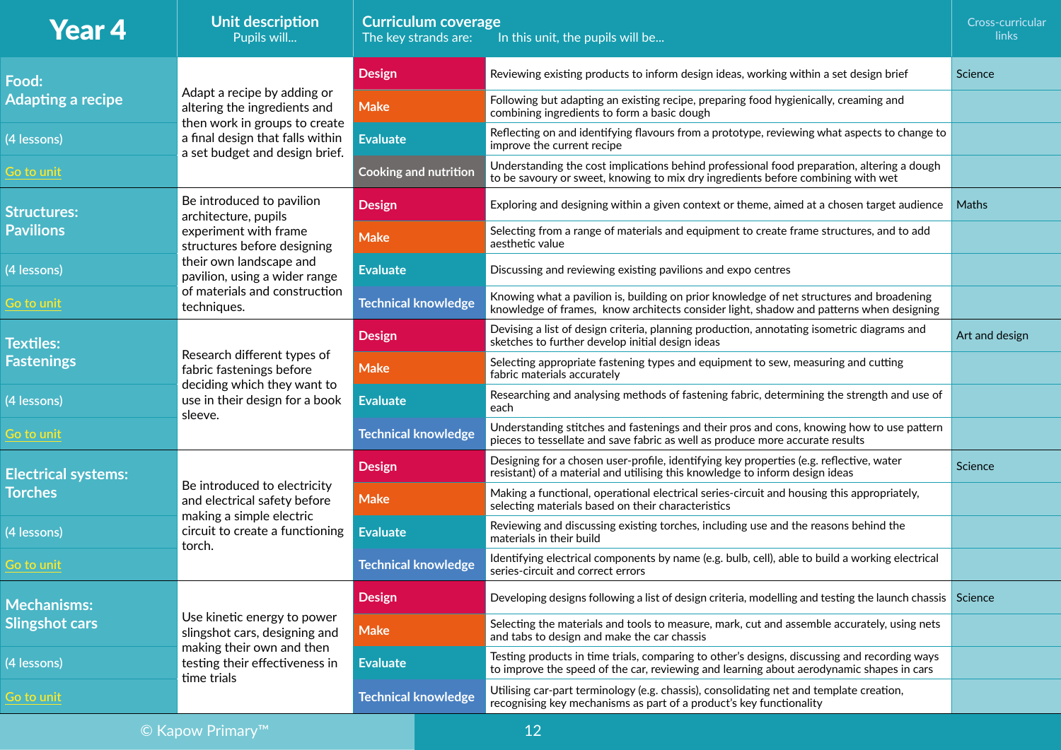| Year 4 | Unit description<br>Pupils will... | Curriculum coverage<br>The key strands are: | In this unit, the pupils will be... | Cross-curricular links |
|---|---|---|---|---|
| **Food: Adapting a recipe**<br>(4 lessons)<br>Go to unit | Adapt a recipe by adding or altering the ingredients and then work in groups to create a final design that falls within a set budget and design brief. | Design | Reviewing existing products to inform design ideas, working within a set design brief | Science |
| | | Make | Following but adapting an existing recipe, preparing food hygienically, creaming and combining ingredients to form a basic dough | |
| | | Evaluate | Reflecting on and identifying flavours from a prototype, reviewing what aspects to change to improve the current recipe | |
| | | Cooking and nutrition | Understanding the cost implications behind professional food preparation, altering a dough to be savoury or sweet, knowing to mix dry ingredients before combining with wet | |
| **Structures: Pavilions**<br>(4 lessons)<br>Go to unit | Be introduced to pavilion architecture, pupils experiment with frame structures before designing their own landscape and pavilion, using a wider range of materials and construction techniques. | Design | Exploring and designing within a given context or theme, aimed at a chosen target audience | Maths |
| | | Make | Selecting from a range of materials and equipment to create frame structures, and to add aesthetic value | |
| | | Evaluate | Discussing and reviewing existing pavilions and expo centres | |
| | | Technical knowledge | Knowing what a pavilion is, building on prior knowledge of net structures and broadening knowledge of frames, know architects consider light, shadow and patterns when designing | |
| **Textiles: Fastenings**<br>(4 lessons)<br>Go to unit | Research different types of fabric fastenings before deciding which they want to use in their design for a book sleeve. | Design | Devising a list of design criteria, planning production, annotating isometric diagrams and sketches to further develop initial design ideas | Art and design |
| | | Make | Selecting appropriate fastening types and equipment to sew, measuring and cutting fabric materials accurately | |
| | | Evaluate | Researching and analysing methods of fastening fabric, determining the strength and use of each | |
| | | Technical knowledge | Understanding stitches and fastenings and their pros and cons, knowing how to use pattern pieces to tessellate and save fabric as well as produce more accurate results | |
| **Electrical systems: Torches**<br>(4 lessons)<br>Go to unit | Be introduced to electricity and electrical safety before making a simple electric circuit to create a functioning torch. | Design | Designing for a chosen user-profile, identifying key properties (e.g. reflective, water resistant) of a material and utilising this knowledge to inform design ideas | Science |
| | | Make | Making a functional, operational electrical series-circuit and housing this appropriately, selecting materials based on their characteristics | |
| | | Evaluate | Reviewing and discussing existing torches, including use and the reasons behind the materials in their build | |
| | | Technical knowledge | Identifying electrical components by name (e.g. bulb, cell), able to build a working electrical series-circuit and correct errors | |
| **Mechanisms: Slingshot cars**<br>(4 lessons)<br>Go to unit | Use kinetic energy to power slingshot cars, designing and making their own and then testing their effectiveness in time trials | Design | Developing designs following a list of design criteria, modelling and testing the launch chassis | Science |
| | | Make | Selecting the materials and tools to measure, mark, cut and assemble accurately, using nets and tabs to design and make the car chassis | |
| | | Evaluate | Testing products in time trials, comparing to other's designs, discussing and recording ways to improve the speed of the car, reviewing and learning about aerodynamic shapes in cars | |
| | | Technical knowledge | Utilising car-part terminology (e.g. chassis), consolidating net and template creation, recognising key mechanisms as part of a product's key functionality | |

© Kapow Primary™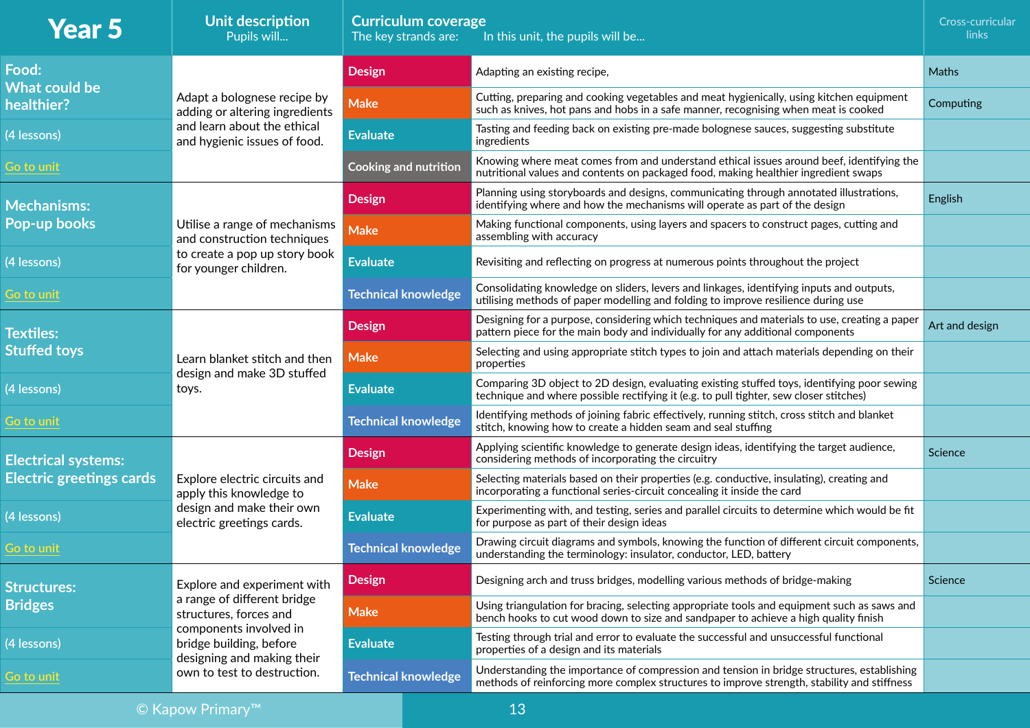| Year 5 | Unit description<br>Pupils will... | Curriculum coverage<br>The key strands are: | In this unit, the pupils will be... | Cross-curricular links |
|---|---|---|---|---|
| **Food: What could be healthier?** | Adapt a bolognese recipe by adding or altering ingredients and learn about the ethical and hygienic issues of food. | Design | Adapting an existing recipe, | Maths |
| (4 lessons) | | Make | Cutting, preparing and cooking vegetables and meat hygienically, using kitchen equipment such as knives, hot pans and hobs in a safe manner, recognising when meat is cooked | Computing |
| | | Evaluate | Tasting and feeding back on existing pre-made bolognese sauces, suggesting substitute ingredients | |
| Go to unit | | Cooking and nutrition | Knowing where meat comes from and understand ethical issues around beef, identifying the nutritional values and contents on packaged food, making healthier ingredient swaps | |
| **Mechanisms: Pop-up books** | Utilise a range of mechanisms and construction techniques to create a pop up story book for younger children. | Design | Planning using storyboards and designs, communicating through annotated illustrations, identifying where and how the mechanisms will operate as part of the design | English |
| (4 lessons) | | Make | Making functional components, using layers and spacers to construct pages, cutting and assembling with accuracy | |
| | | Evaluate | Revisiting and reflecting on progress at numerous points throughout the project | |
| Go to unit | | Technical knowledge | Consolidating knowledge on sliders, levers and linkages, identifying inputs and outputs, utilising methods of paper modelling and folding to improve resilience during use | |
| **Textiles: Stuffed toys** | Learn blanket stitch and then design and make 3D stuffed toys. | Design | Designing for a purpose, considering which techniques and materials to use, creating a paper pattern piece for the main body and individually for any additional components | Art and design |
| (4 lessons) | | Make | Selecting and using appropriate stitch types to join and attach materials depending on their properties | |
| | | Evaluate | Comparing 3D object to 2D design, evaluating existing stuffed toys, identifying poor sewing technique and where possible rectifying it (e.g. to pull tighter, sew closer stitches) | |
| Go to unit | | Technical knowledge | Identifying methods of joining fabric effectively, running stitch, cross stitch and blanket stitch, knowing how to create a hidden seam and seal stuffing | |
| **Electrical systems: Electric greetings cards** | Explore electric circuits and apply this knowledge to design and make their own electric greetings cards. | Design | Applying scientific knowledge to generate design ideas, identifying the target audience, considering methods of incorporating the circuitry | Science |
| (4 lessons) | | Make | Selecting materials based on their properties (e.g. conductive, insulating), creating and incorporating a functional series-circuit concealing it inside the card | |
| | | Evaluate | Experimenting with, and testing, series and parallel circuits to determine which would be fit for purpose as part of their design ideas | |
| Go to unit | | Technical knowledge | Drawing circuit diagrams and symbols, knowing the function of different circuit components, understanding the terminology: insulator, conductor, LED, battery | |
| **Structures: Bridges** | Explore and experiment with a range of different bridge structures, forces and components involved in bridge building, before designing and making their own to test to destruction. | Design | Designing arch and truss bridges, modelling various methods of bridge-making | Science |
| (4 lessons) | | Make | Using triangulation for bracing, selecting appropriate tools and equipment such as saws and bench hooks to cut wood down to size and sandpaper to achieve a high quality finish | |
| | | Evaluate | Testing through trial and error to evaluate the successful and unsuccessful functional properties of a design and its materials | |
| Go to unit | | Technical knowledge | Understanding the importance of compression and tension in bridge structures, establishing methods of reinforcing more complex structures to improve strength, stability and stiffness | |

© Kapow Primary™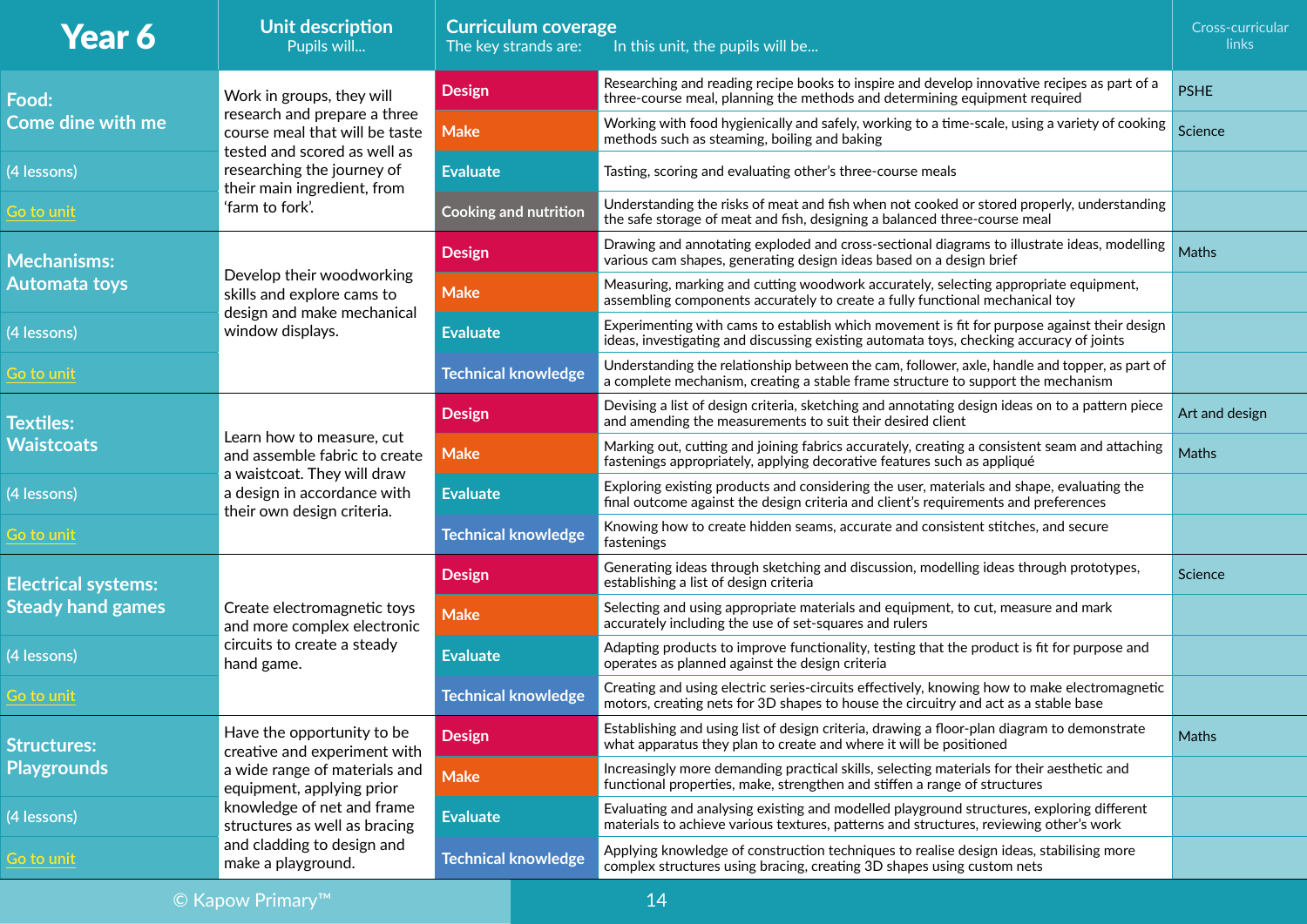| Year 6 | Unit description<br>Pupils will... | Curriculum coverage<br>The key strands are: | In this unit, the pupils will be... | Cross-curricular links |
|---|---|---|---|---|
| **Food: Come dine with me**<br>(4 lessons)<br>Go to unit | Work in groups, they will research and prepare a three course meal that will be taste tested and scored as well as researching the journey of their main ingredient, from 'farm to fork'. | Design | Researching and reading recipe books to inspire and develop innovative recipes as part of a three-course meal, planning the methods and determining equipment required | PSHE |
| | | Make | Working with food hygienically and safely, working to a time-scale, using a variety of cooking methods such as steaming, boiling and baking | Science |
| | | Evaluate | Tasting, scoring and evaluating other's three-course meals | |
| | | Cooking and nutrition | Understanding the risks of meat and fish when not cooked or stored properly, understanding the safe storage of meat and fish, designing a balanced three-course meal | |
| **Mechanisms: Automata toys**<br>(4 lessons)<br>Go to unit | Develop their woodworking skills and explore cams to design and make mechanical window displays. | Design | Drawing and annotating exploded and cross-sectional diagrams to illustrate ideas, modelling various cam shapes, generating design ideas based on a design brief | Maths |
| | | Make | Measuring, marking and cutting woodwork accurately, selecting appropriate equipment, assembling components accurately to create a fully functional mechanical toy | |
| | | Evaluate | Experimenting with cams to establish which movement is fit for purpose against their design ideas, investigating and discussing existing automata toys, checking accuracy of joints | |
| | | Technical knowledge | Understanding the relationship between the cam, follower, axle, handle and topper, as part of a complete mechanism, creating a stable frame structure to support the mechanism | |
| **Textiles: Waistcoats**<br>(4 lessons)<br>Go to unit | Learn how to measure, cut and assemble fabric to create a waistcoat. They will draw a design in accordance with their own design criteria. | Design | Devising a list of design criteria, sketching and annotating design ideas on to a pattern piece and amending the measurements to suit their desired client | Art and design |
| | | Make | Marking out, cutting and joining fabrics accurately, creating a consistent seam and attaching fastenings appropriately, applying decorative features such as appliqué | Maths |
| | | Evaluate | Exploring existing products and considering the user, materials and shape, evaluating the final outcome against the design criteria and client's requirements and preferences | |
| | | Technical knowledge | Knowing how to create hidden seams, accurate and consistent stitches, and secure fastenings | |
| **Electrical systems: Steady hand games**<br>(4 lessons)<br>Go to unit | Create electromagnetic toys and more complex electronic circuits to create a steady hand game. | Design | Generating ideas through sketching and discussion, modelling ideas through prototypes, establishing a list of design criteria | Science |
| | | Make | Selecting and using appropriate materials and equipment, to cut, measure and mark accurately including the use of set-squares and rulers | |
| | | Evaluate | Adapting products to improve functionality, testing that the product is fit for purpose and operates as planned against the design criteria | |
| | | Technical knowledge | Creating and using electric series-circuits effectively, knowing how to make electromagnetic motors, creating nets for 3D shapes to house the circuitry and act as a stable base | |
| **Structures: Playgrounds**<br>(4 lessons)<br>Go to unit | Have the opportunity to be creative and experiment with a wide range of materials and equipment, applying prior knowledge of net and frame structures as well as bracing and cladding to design and make a playground. | Design | Establishing and using list of design criteria, drawing a floor-plan diagram to demonstrate what apparatus they plan to create and where it will be positioned | Maths |
| | | Make | Increasingly more demanding practical skills, selecting materials for their aesthetic and functional properties, make, strengthen and stiffen a range of structures | |
| | | Evaluate | Evaluating and analysing existing and modelled playground structures, exploring different materials to achieve various textures, patterns and structures, reviewing other's work | |
| | | Technical knowledge | Applying knowledge of construction techniques to realise design ideas, stabilising more complex structures using bracing, creating 3D shapes using custom nets | |

© Kapow Primary™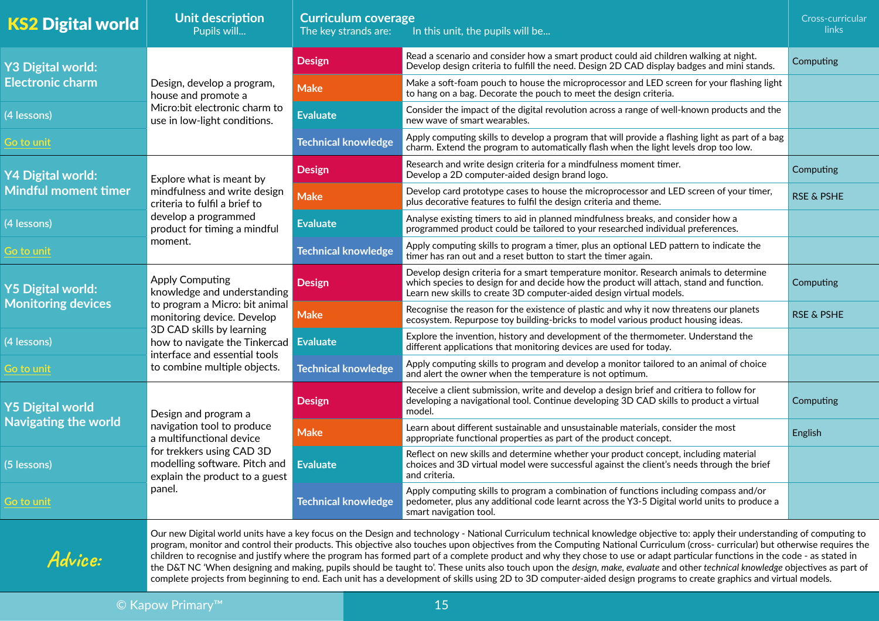| KS2 Digital world | Unit description<br>Pupils will... | Curriculum coverage<br>The key strands are: | In this unit, the pupils will be... | Cross-curricular links |
|---|---|---|---|---|
| **Y3 Digital world: Electronic charm** | Design, develop a program, house and promote a Micro:bit electronic charm to use in low-light conditions. | Design | Read a scenario and consider how a smart product could aid children walking at night. Develop design criteria to fulfill the need. Design 2D CAD display badges and mini stands. | Computing |
| (4 lessons) | | Make | Make a soft-foam pouch to house the microprocessor and LED screen for your flashing light to hang on a bag. Decorate the pouch to meet the design criteria. | |
| Go to unit | | Evaluate | Consider the impact of the digital revolution across a range of well-known products and the new wave of smart wearables. | |
| | | Technical knowledge | Apply computing skills to develop a program that will provide a flashing light as part of a bag charm. Extend the program to automatically flash when the light levels drop too low. | |
| **Y4 Digital world: Mindful moment timer** | Explore what is meant by mindfulness and write design criteria to fulfil a brief to develop a programmed product for timing a mindful moment. | Design | Research and write design criteria for a mindfulness moment timer. Develop a 2D computer-aided design brand logo. | Computing |
| (4 lessons) | | Make | Develop card prototype cases to house the microprocessor and LED screen of your timer, plus decorative features to fulfil the design criteria and theme. | RSE & PSHE |
| Go to unit | | Evaluate | Analyse existing timers to aid in planned mindfulness breaks, and consider how a programmed product could be tailored to your researched individual preferences. | |
| | | Technical knowledge | Apply computing skills to program a timer, plus an optional LED pattern to indicate the timer has ran out and a reset button to start the timer again. | |
| **Y5 Digital world: Monitoring devices** | Apply Computing knowledge and understanding to program a Micro: bit animal monitoring device. Develop 3D CAD skills by learning how to navigate the Tinkercad interface and essential tools to combine multiple objects. | Design | Develop design criteria for a smart temperature monitor. Research animals to determine which species to design for and decide how the product will attach, stand and function. Learn new skills to create 3D computer-aided design virtual models. | Computing |
| (4 lessons) | | Make | Recognise the reason for the existence of plastic and why it now threatens our planets ecosystem. Repurpose toy building-bricks to model various product housing ideas. | RSE & PSHE |
| Go to unit | | Evaluate | Explore the invention, history and development of the thermometer. Understand the different applications that monitoring devices are used for today. | |
| | | Technical knowledge | Apply computing skills to program and develop a monitor tailored to an animal of choice and alert the owner when the temperature is not optimum. | |
| **Y5 Digital world Navigating the world** | Design and program a navigation tool to produce a multifunctional device for trekkers using CAD 3D modelling software. Pitch and explain the product to a guest panel. | Design | Receive a client submission, write and develop a design brief and critiera to follow for developing a navigational tool. Continue developing 3D CAD skills to product a virtual model. | Computing |
| (5 lessons) | | Make | Learn about different sustainable and unsustainable materials, consider the most appropriate functional properties as part of the product concept. | English |
| Go to unit | | Evaluate | Reflect on new skills and determine whether your product concept, including material choices and 3D virtual model were successful against the client's needs through the brief and criteria. | |
| | | Technical knowledge | Apply computing skills to program a combination of functions including compass and/or pedometer, plus any additional code learnt across the Y3-5 Digital world units to produce a smart navigation tool. | |

**Advice:**

Our new Digital world units have a key focus on the Design and technology - National Curriculum technical knowledge objective to: apply their understanding of computing to program, monitor and control their products. This objective also touches upon objectives from the Computing National Curriculum (cross- curricular) but otherwise requires the children to recognise and justify where the program has formed part of a complete product and why they chose to use or adapt particular functions in the code - as stated in the D&T NC 'When designing and making, pupils should be taught to'. These units also touch upon the *design*, *make*, *evaluate* and other *technical knowledge* objectives as part of complete projects from beginning to end. Each unit has a development of skills using 2D to 3D computer-aided design programs to create graphics and virtual models.

© Kapow Primary™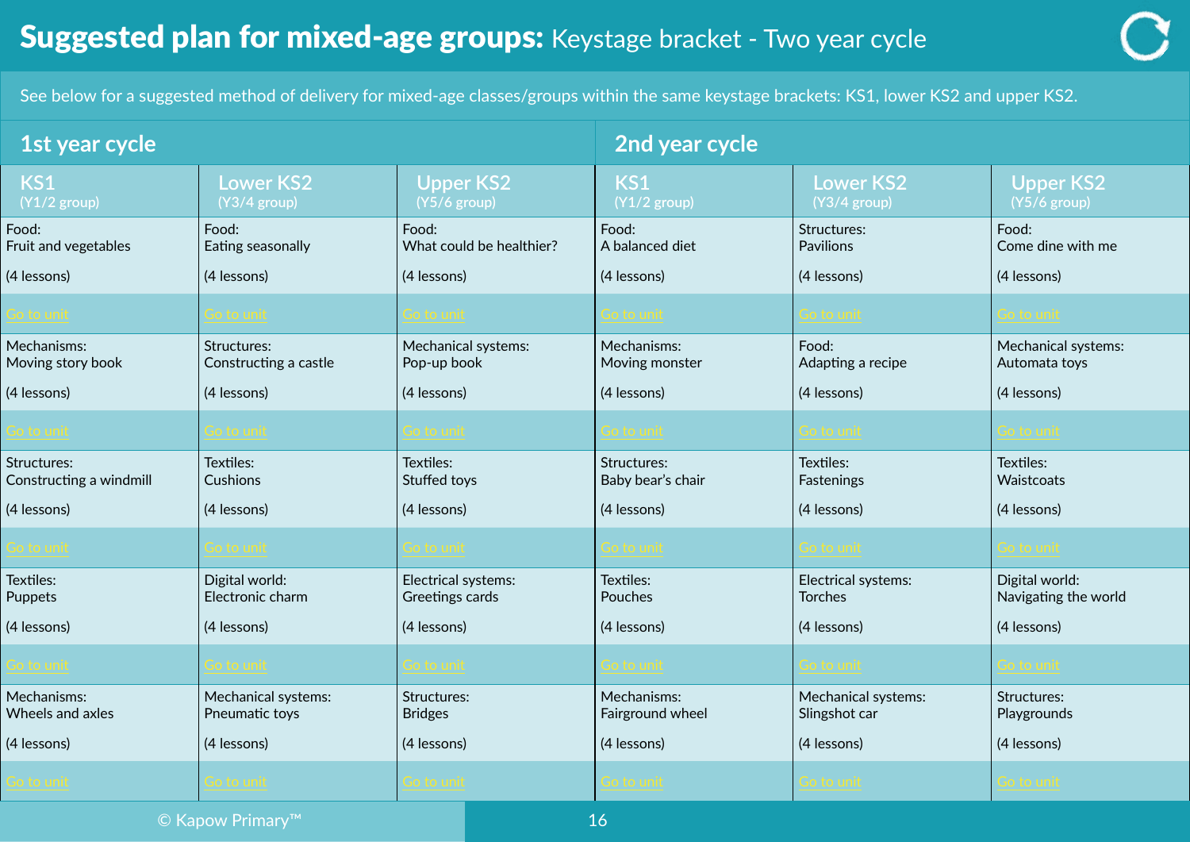# **Suggested plan for mixed-age groups:** Keystage bracket - Two year cycle

See below for a suggested method of delivery for mixed-age classes/groups within the same keystage brackets: KS1, lower KS2 and upper KS2.

| 1st year cycle | | | 2nd year cycle | | |
|---|---|---|---|---|---|
| **KS1** (Y1/2 group) | **Lower KS2** (Y3/4 group) | **Upper KS2** (Y5/6 group) | **KS1** (Y1/2 group) | **Lower KS2** (Y3/4 group) | **Upper KS2** (Y5/6 group) |
| Food: Fruit and vegetables (4 lessons) | Food: Eating seasonally (4 lessons) | Food: What could be healthier? (4 lessons) | Food: A balanced diet (4 lessons) | Structures: Pavilions (4 lessons) | Food: Come dine with me (4 lessons) |
| Go to unit | Go to unit | Go to unit | Go to unit | Go to unit | Go to unit |
| Mechanisms: Moving story book (4 lessons) | Structures: Constructing a castle (4 lessons) | Mechanical systems: Pop-up book (4 lessons) | Mechanisms: Moving monster (4 lessons) | Food: Adapting a recipe (4 lessons) | Mechanical systems: Automata toys (4 lessons) |
| Go to unit | Go to unit | Go to unit | Go to unit | Go to unit | Go to unit |
| Structures: Constructing a windmill (4 lessons) | Textiles: Cushions (4 lessons) | Textiles: Stuffed toys (4 lessons) | Structures: Baby bear's chair (4 lessons) | Textiles: Fastenings (4 lessons) | Textiles: Waistcoats (4 lessons) |
| Go to unit | Go to unit | Go to unit | Go to unit | Go to unit | Go to unit |
| Textiles: Puppets (4 lessons) | Digital world: Electronic charm (4 lessons) | Electrical systems: Greetings cards (4 lessons) | Textiles: Pouches (4 lessons) | Electrical systems: Torches (4 lessons) | Digital world: Navigating the world (4 lessons) |
| Go to unit | Go to unit | Go to unit | Go to unit | Go to unit | Go to unit |
| Mechanisms: Wheels and axles (4 lessons) | Mechanical systems: Pneumatic toys (4 lessons) | Structures: Bridges (4 lessons) | Mechanisms: Fairground wheel (4 lessons) | Mechanical systems: Slingshot car (4 lessons) | Structures: Playgrounds (4 lessons) |
| Go to unit | Go to unit | Go to unit | Go to unit | Go to unit | Go to unit |

© Kapow Primary™